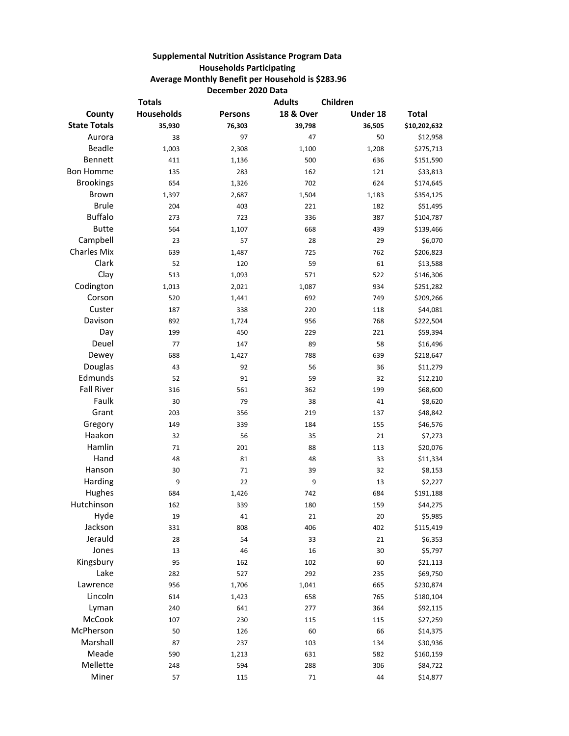**Supplemental Nutrition Assistance Program Data**

**Households Participating**

**Average Monthly Benefit per Household is $283.96**

**December 2020 Data**

| County | Totals Households | Persons | Adults 18 & Over | Children Under 18 | Total |
|---|---|---|---|---|---|
| **State Totals** | **35,930** | **76,303** | **39,798** | **36,505** | **$10,202,632** |
| Aurora | 38 | 97 | 47 | 50 | $12,958 |
| Beadle | 1,003 | 2,308 | 1,100 | 1,208 | $275,713 |
| Bennett | 411 | 1,136 | 500 | 636 | $151,590 |
| Bon Homme | 135 | 283 | 162 | 121 | $33,813 |
| Brookings | 654 | 1,326 | 702 | 624 | $174,645 |
| Brown | 1,397 | 2,687 | 1,504 | 1,183 | $354,125 |
| Brule | 204 | 403 | 221 | 182 | $51,495 |
| Buffalo | 273 | 723 | 336 | 387 | $104,787 |
| Butte | 564 | 1,107 | 668 | 439 | $139,466 |
| Campbell | 23 | 57 | 28 | 29 | $6,070 |
| Charles Mix | 639 | 1,487 | 725 | 762 | $206,823 |
| Clark | 52 | 120 | 59 | 61 | $13,588 |
| Clay | 513 | 1,093 | 571 | 522 | $146,306 |
| Codington | 1,013 | 2,021 | 1,087 | 934 | $251,282 |
| Corson | 520 | 1,441 | 692 | 749 | $209,266 |
| Custer | 187 | 338 | 220 | 118 | $44,081 |
| Davison | 892 | 1,724 | 956 | 768 | $222,504 |
| Day | 199 | 450 | 229 | 221 | $59,394 |
| Deuel | 77 | 147 | 89 | 58 | $16,496 |
| Dewey | 688 | 1,427 | 788 | 639 | $218,647 |
| Douglas | 43 | 92 | 56 | 36 | $11,279 |
| Edmunds | 52 | 91 | 59 | 32 | $12,210 |
| Fall River | 316 | 561 | 362 | 199 | $68,600 |
| Faulk | 30 | 79 | 38 | 41 | $8,620 |
| Grant | 203 | 356 | 219 | 137 | $48,842 |
| Gregory | 149 | 339 | 184 | 155 | $46,576 |
| Haakon | 32 | 56 | 35 | 21 | $7,273 |
| Hamlin | 71 | 201 | 88 | 113 | $20,076 |
| Hand | 48 | 81 | 48 | 33 | $11,334 |
| Hanson | 30 | 71 | 39 | 32 | $8,153 |
| Harding | 9 | 22 | 9 | 13 | $2,227 |
| Hughes | 684 | 1,426 | 742 | 684 | $191,188 |
| Hutchinson | 162 | 339 | 180 | 159 | $44,275 |
| Hyde | 19 | 41 | 21 | 20 | $5,985 |
| Jackson | 331 | 808 | 406 | 402 | $115,419 |
| Jerauld | 28 | 54 | 33 | 21 | $6,353 |
| Jones | 13 | 46 | 16 | 30 | $5,797 |
| Kingsbury | 95 | 162 | 102 | 60 | $21,113 |
| Lake | 282 | 527 | 292 | 235 | $69,750 |
| Lawrence | 956 | 1,706 | 1,041 | 665 | $230,874 |
| Lincoln | 614 | 1,423 | 658 | 765 | $180,104 |
| Lyman | 240 | 641 | 277 | 364 | $92,115 |
| McCook | 107 | 230 | 115 | 115 | $27,259 |
| McPherson | 50 | 126 | 60 | 66 | $14,375 |
| Marshall | 87 | 237 | 103 | 134 | $30,936 |
| Meade | 590 | 1,213 | 631 | 582 | $160,159 |
| Mellette | 248 | 594 | 288 | 306 | $84,722 |
| Miner | 57 | 115 | 71 | 44 | $14,877 |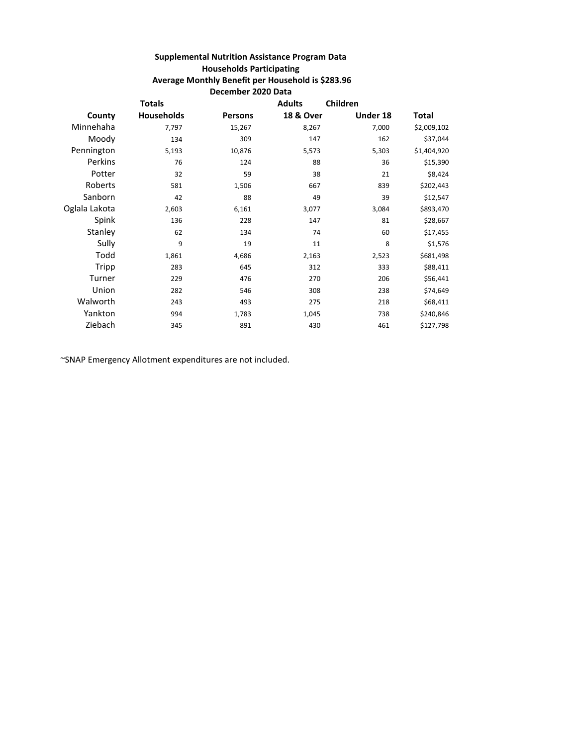**Supplemental Nutrition Assistance Program Data**
**Households Participating**
**Average Monthly Benefit per Household is $283.96**
**December 2020 Data**

| County | Totals Households | Persons | Adults 18 & Over | Children Under 18 | Total |
|---|---|---|---|---|---|
| Minnehaha | 7,797 | 15,267 | 8,267 | 7,000 | $2,009,102 |
| Moody | 134 | 309 | 147 | 162 | $37,044 |
| Pennington | 5,193 | 10,876 | 5,573 | 5,303 | $1,404,920 |
| Perkins | 76 | 124 | 88 | 36 | $15,390 |
| Potter | 32 | 59 | 38 | 21 | $8,424 |
| Roberts | 581 | 1,506 | 667 | 839 | $202,443 |
| Sanborn | 42 | 88 | 49 | 39 | $12,547 |
| Oglala Lakota | 2,603 | 6,161 | 3,077 | 3,084 | $893,470 |
| Spink | 136 | 228 | 147 | 81 | $28,667 |
| Stanley | 62 | 134 | 74 | 60 | $17,455 |
| Sully | 9 | 19 | 11 | 8 | $1,576 |
| Todd | 1,861 | 4,686 | 2,163 | 2,523 | $681,498 |
| Tripp | 283 | 645 | 312 | 333 | $88,411 |
| Turner | 229 | 476 | 270 | 206 | $56,441 |
| Union | 282 | 546 | 308 | 238 | $74,649 |
| Walworth | 243 | 493 | 275 | 218 | $68,411 |
| Yankton | 994 | 1,783 | 1,045 | 738 | $240,846 |
| Ziebach | 345 | 891 | 430 | 461 | $127,798 |

~SNAP Emergency Allotment expenditures are not included.